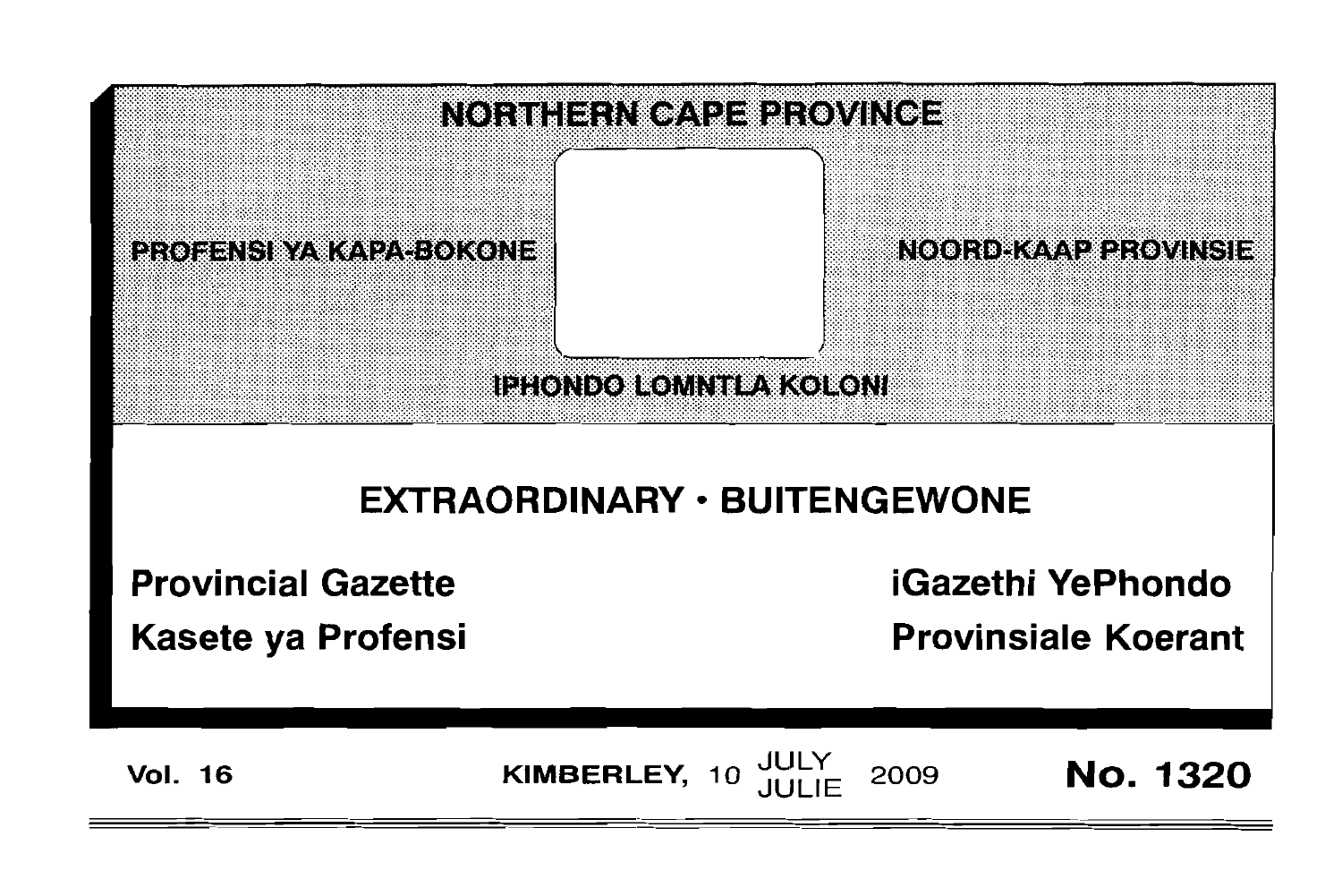# NORTHERN CAPE PROVINCE

PROFENSI YA KAPA-BOKONE

NOORD-KAAP PROVINSIE

IPHONDO LOMNTLA KOLONI

## EXTRAORDINARY • BUITENGEWONE

**Provincial Gazette**

**Kasete ya Profensi**

**iGazethi YePhondo**

**Provinsiale Koerant**

**Vol. 16** **KIMBERLEY, 10 JULY / JULIE 2009** **No. 1320**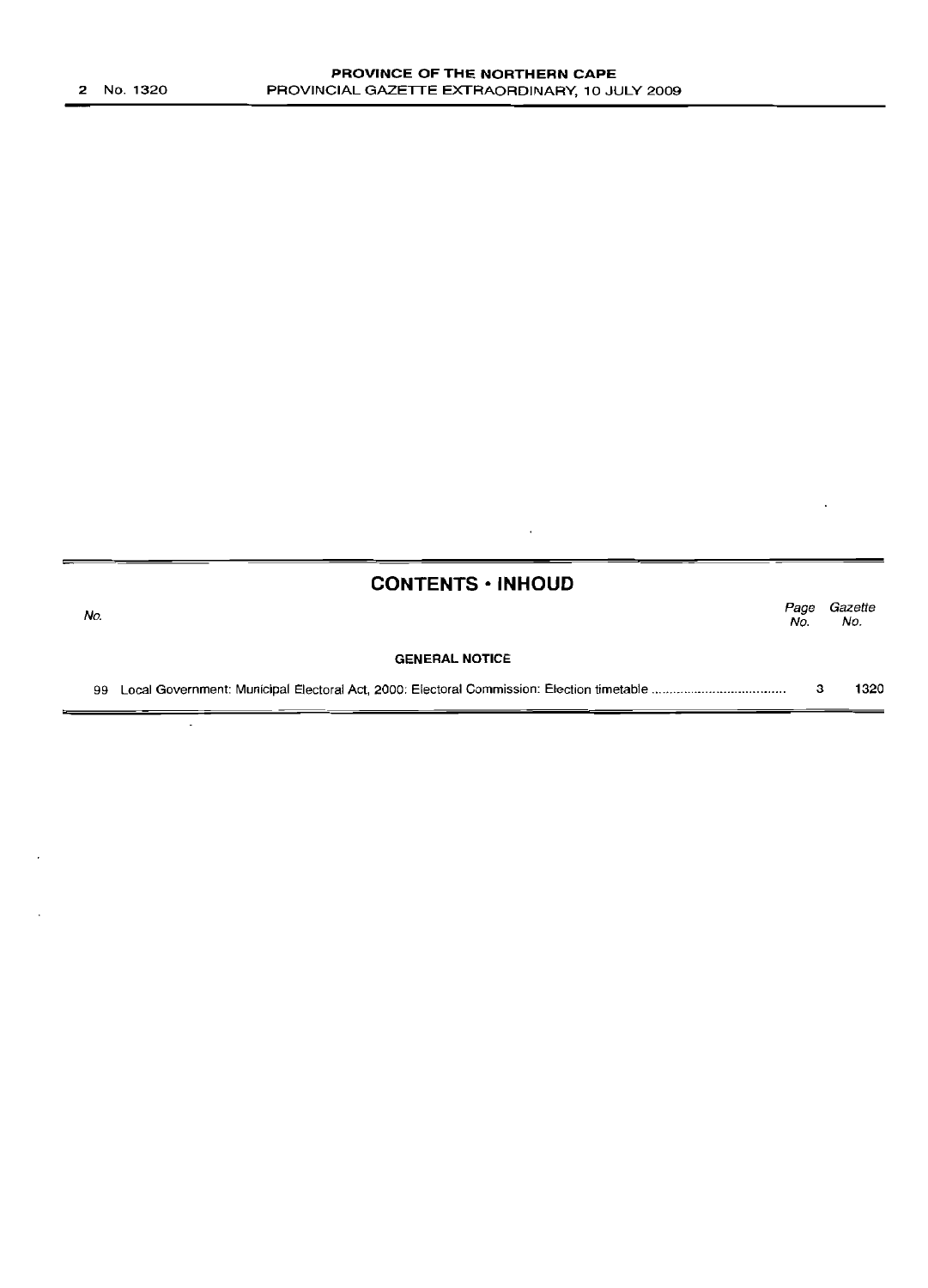## CONTENTS · INHOUD

| No. | | Page No. | Gazette No. |
|---|---|---|---|
| | **GENERAL NOTICE** | | |
| 99 | Local Government: Municipal Electoral Act, 2000: Electoral Commission: Election timetable | 3 | 1320 |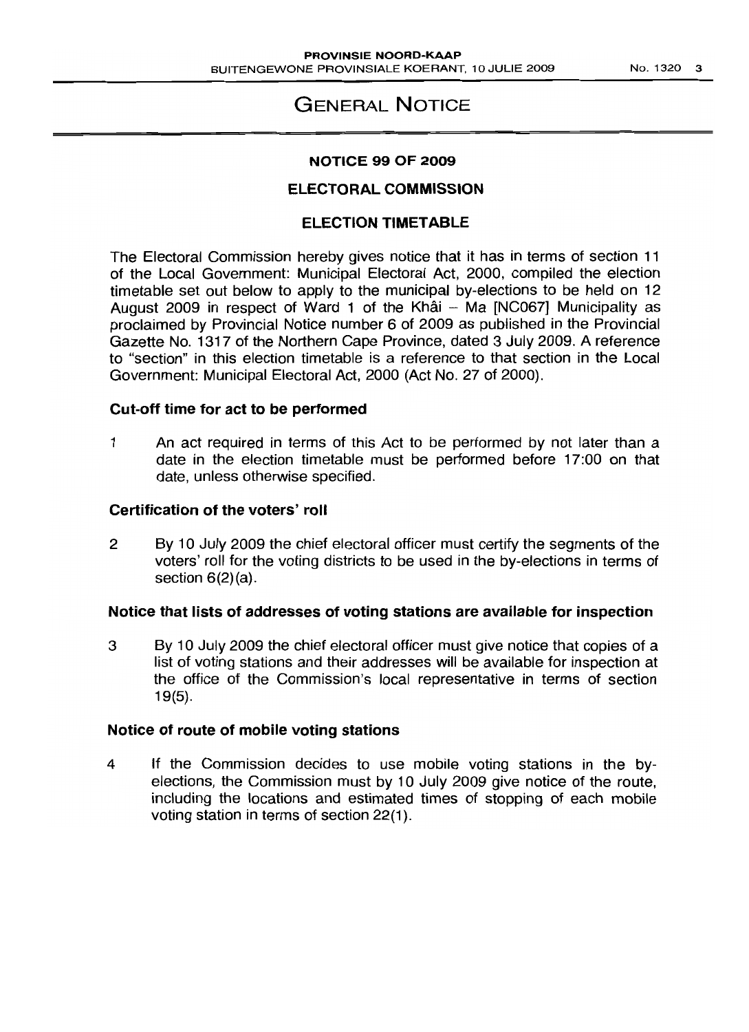# GENERAL NOTICE

## NOTICE 99 OF 2009

## ELECTORAL COMMISSION

## ELECTION TIMETABLE

The Electoral Commission hereby gives notice that it has in terms of section 11 of the Local Government: Municipal Electoral Act, 2000, compiled the election timetable set out below to apply to the municipal by-elections to be held on 12 August 2009 in respect of Ward 1 of the Khâi – Ma [NC067] Municipality as proclaimed by Provincial Notice number 6 of 2009 as published in the Provincial Gazette No. 1317 of the Northern Cape Province, dated 3 July 2009. A reference to "section" in this election timetable is a reference to that section in the Local Government: Municipal Electoral Act, 2000 (Act No. 27 of 2000).

### Cut-off time for act to be performed

1 An act required in terms of this Act to be performed by not later than a date in the election timetable must be performed before 17:00 on that date, unless otherwise specified.

### Certification of the voters' roll

2 By 10 July 2009 the chief electoral officer must certify the segments of the voters' roll for the voting districts to be used in the by-elections in terms of section 6(2)(a).

### Notice that lists of addresses of voting stations are available for inspection

3 By 10 July 2009 the chief electoral officer must give notice that copies of a list of voting stations and their addresses will be available for inspection at the office of the Commission's local representative in terms of section 19(5).

### Notice of route of mobile voting stations

4 If the Commission decides to use mobile voting stations in the by-elections, the Commission must by 10 July 2009 give notice of the route, including the locations and estimated times of stopping of each mobile voting station in terms of section 22(1).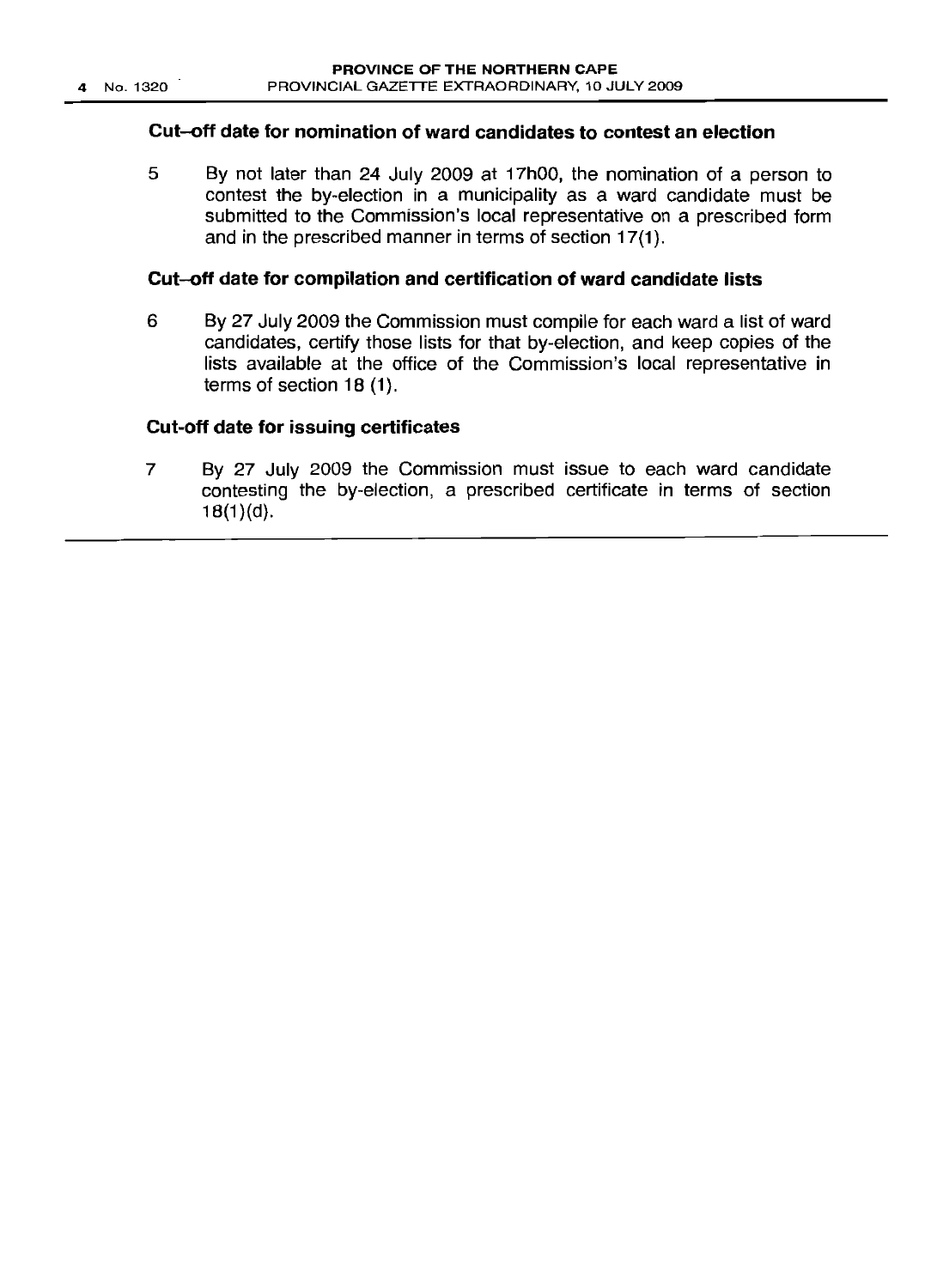### Cut–off date for nomination of ward candidates to contest an election

5 By not later than 24 July 2009 at 17h00, the nomination of a person to contest the by-election in a municipality as a ward candidate must be submitted to the Commission's local representative on a prescribed form and in the prescribed manner in terms of section 17(1).

### Cut–off date for compilation and certification of ward candidate lists

6 By 27 July 2009 the Commission must compile for each ward a list of ward candidates, certify those lists for that by-election, and keep copies of the lists available at the office of the Commission's local representative in terms of section 18 (1).

### Cut-off date for issuing certificates

7 By 27 July 2009 the Commission must issue to each ward candidate contesting the by-election, a prescribed certificate in terms of section 18(1)(d).